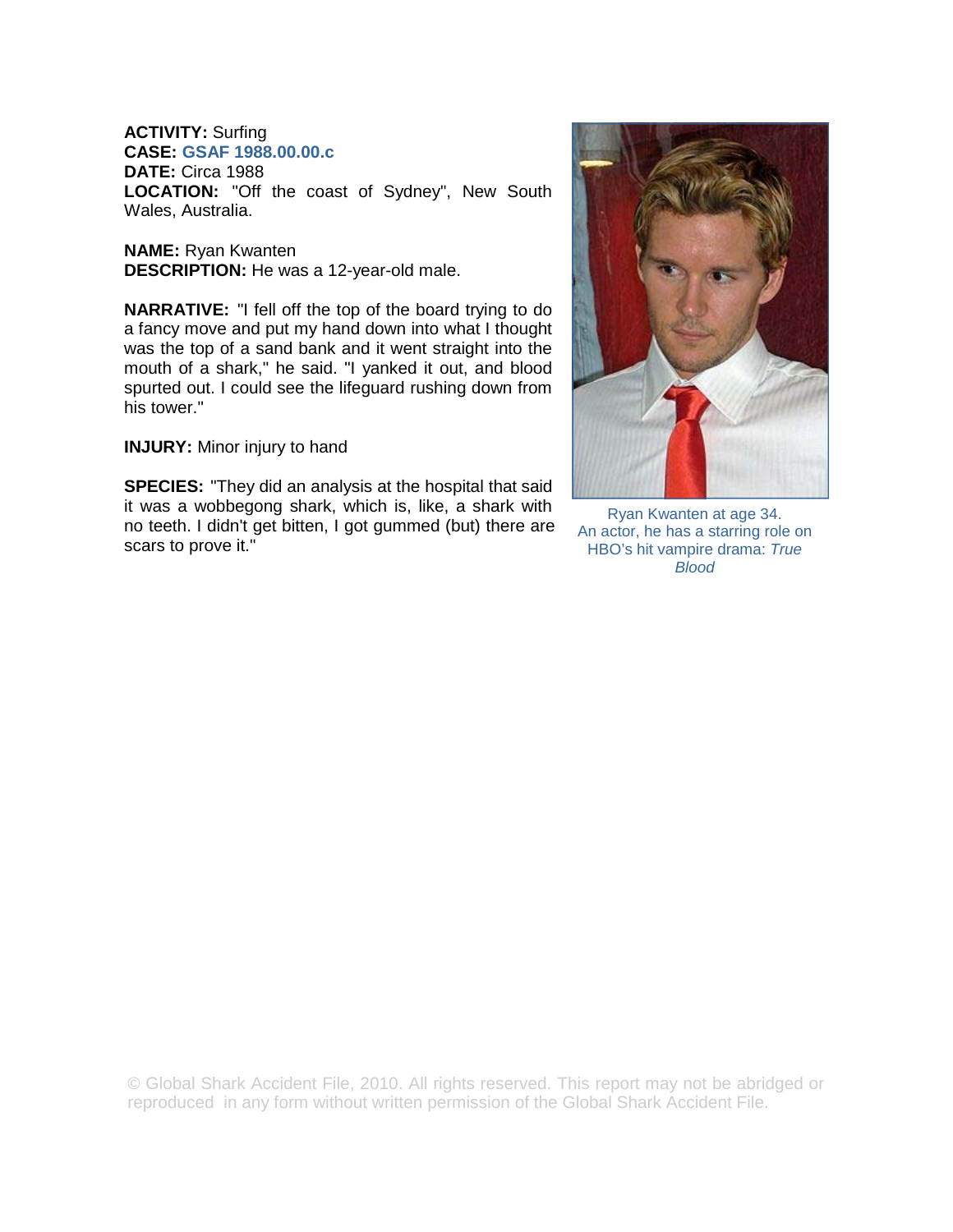**ACTIVITY:** Surfing
**CASE:** GSAF 1988.00.00.c
**DATE:** Circa 1988
**LOCATION:** "Off the coast of Sydney", New South Wales, Australia.

**NAME:** Ryan Kwanten
**DESCRIPTION:** He was a 12-year-old male.

**NARRATIVE:** "I fell off the top of the board trying to do a fancy move and put my hand down into what I thought was the top of a sand bank and it went straight into the mouth of a shark," he said. "I yanked it out, and blood spurted out. I could see the lifeguard rushing down from his tower."

**INJURY:** Minor injury to hand

**SPECIES:** "They did an analysis at the hospital that said it was a wobbegong shark, which is, like, a shark with no teeth. I didn't get bitten, I got gummed (but) there are scars to prove it."

Ryan Kwanten at age 34. An actor, he has a starring role on HBO's hit vampire drama: *True Blood*

© Global Shark Accident File, 2010. All rights reserved. This report may not be abridged or reproduced in any form without written permission of the Global Shark Accident File.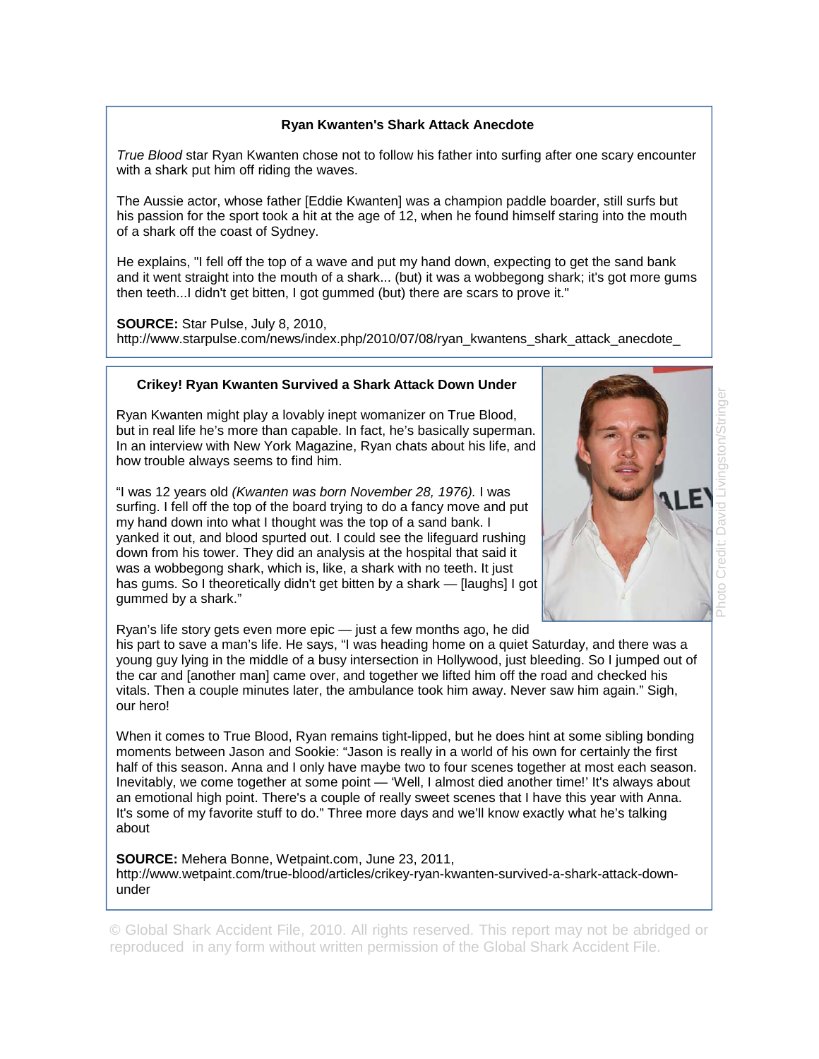### Ryan Kwanten's Shark Attack Anecdote

*True Blood* star Ryan Kwanten chose not to follow his father into surfing after one scary encounter with a shark put him off riding the waves.

The Aussie actor, whose father [Eddie Kwanten] was a champion paddle boarder, still surfs but his passion for the sport took a hit at the age of 12, when he found himself staring into the mouth of a shark off the coast of Sydney.

He explains, "I fell off the top of a wave and put my hand down, expecting to get the sand bank and it went straight into the mouth of a shark... (but) it was a wobbegong shark; it's got more gums then teeth...I didn't get bitten, I got gummed (but) there are scars to prove it."

**SOURCE:** Star Pulse, July 8, 2010, http://www.starpulse.com/news/index.php/2010/07/08/ryan_kwantens_shark_attack_anecdote_

### Crikey! Ryan Kwanten Survived a Shark Attack Down Under

Ryan Kwanten might play a lovably inept womanizer on True Blood, but in real life he's more than capable. In fact, he's basically superman. In an interview with New York Magazine, Ryan chats about his life, and how trouble always seems to find him.

"I was 12 years old *(Kwanten was born November 28, 1976).* I was surfing. I fell off the top of the board trying to do a fancy move and put my hand down into what I thought was the top of a sand bank. I yanked it out, and blood spurted out. I could see the lifeguard rushing down from his tower. They did an analysis at the hospital that said it was a wobbegong shark, which is, like, a shark with no teeth. It just has gums. So I theoretically didn't get bitten by a shark — [laughs] I got gummed by a shark."

Photo Credit: David Livingston/Stringer

Ryan's life story gets even more epic — just a few months ago, he did his part to save a man's life. He says, "I was heading home on a quiet Saturday, and there was a young guy lying in the middle of a busy intersection in Hollywood, just bleeding. So I jumped out of the car and [another man] came over, and together we lifted him off the road and checked his vitals. Then a couple minutes later, the ambulance took him away. Never saw him again." Sigh, our hero!

When it comes to True Blood, Ryan remains tight-lipped, but he does hint at some sibling bonding moments between Jason and Sookie: "Jason is really in a world of his own for certainly the first half of this season. Anna and I only have maybe two to four scenes together at most each season. Inevitably, we come together at some point — 'Well, I almost died another time!' It's always about an emotional high point. There's a couple of really sweet scenes that I have this year with Anna. It's some of my favorite stuff to do." Three more days and we'll know exactly what he's talking about

**SOURCE:** Mehera Bonne, Wetpaint.com, June 23, 2011, http://www.wetpaint.com/true-blood/articles/crikey-ryan-kwanten-survived-a-shark-attack-down-under

© Global Shark Accident File, 2010. All rights reserved. This report may not be abridged or reproduced in any form without written permission of the Global Shark Accident File.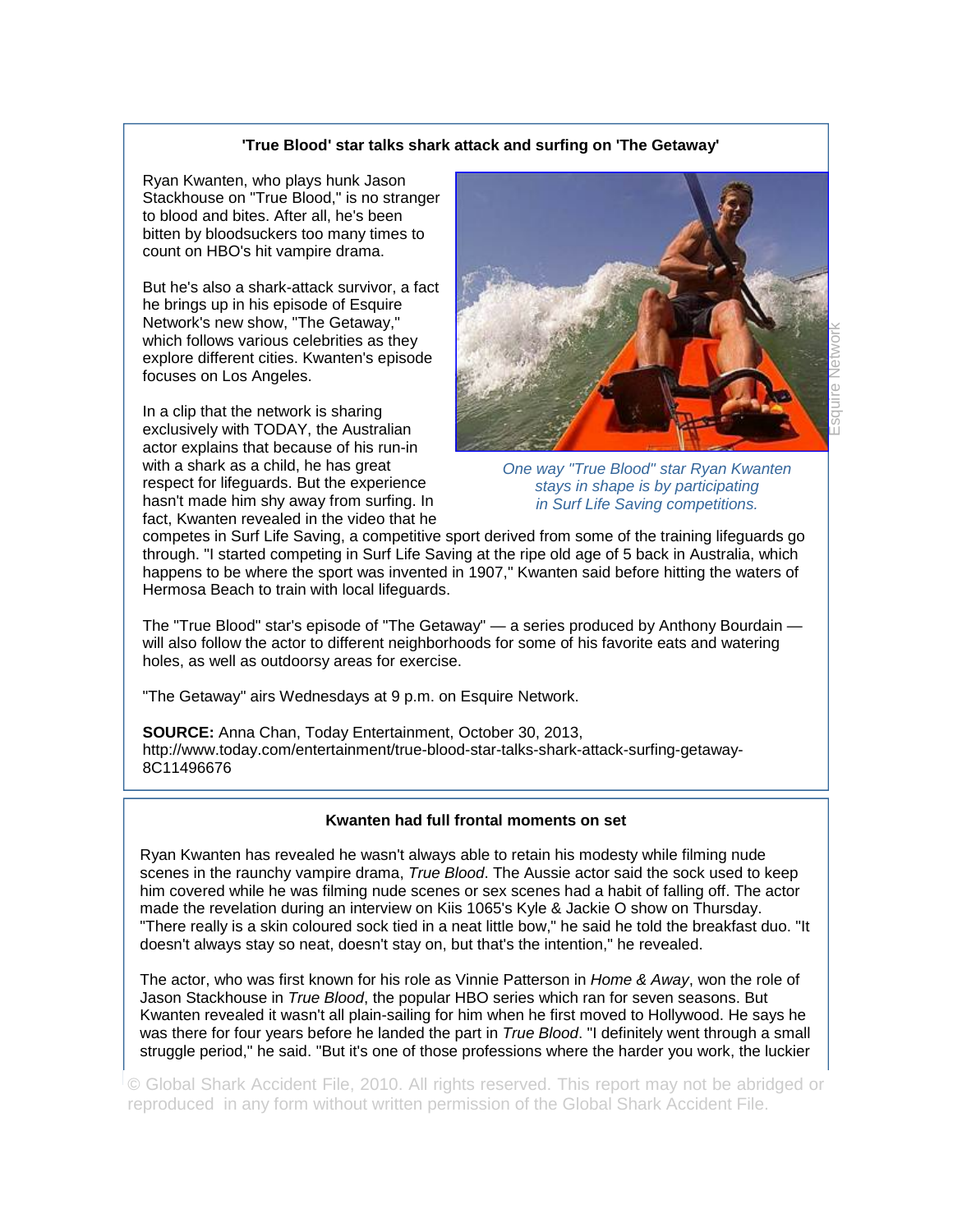### 'True Blood' star talks shark attack and surfing on 'The Getaway'

Ryan Kwanten, who plays hunk Jason Stackhouse on "True Blood," is no stranger to blood and bites. After all, he's been bitten by bloodsuckers too many times to count on HBO's hit vampire drama.

But he's also a shark-attack survivor, a fact he brings up in his episode of Esquire Network's new show, "The Getaway," which follows various celebrities as they explore different cities. Kwanten's episode focuses on Los Angeles.

*One way "True Blood" star Ryan Kwanten stays in shape is by participating in Surf Life Saving competitions.*

Esquire Network

In a clip that the network is sharing exclusively with TODAY, the Australian actor explains that because of his run-in with a shark as a child, he has great respect for lifeguards. But the experience hasn't made him shy away from surfing. In fact, Kwanten revealed in the video that he competes in Surf Life Saving, a competitive sport derived from some of the training lifeguards go through. "I started competing in Surf Life Saving at the ripe old age of 5 back in Australia, which happens to be where the sport was invented in 1907," Kwanten said before hitting the waters of Hermosa Beach to train with local lifeguards.

The "True Blood" star's episode of "The Getaway" — a series produced by Anthony Bourdain — will also follow the actor to different neighborhoods for some of his favorite eats and watering holes, as well as outdoorsy areas for exercise.

"The Getaway" airs Wednesdays at 9 p.m. on Esquire Network.

**SOURCE:** Anna Chan, Today Entertainment, October 30, 2013, http://www.today.com/entertainment/true-blood-star-talks-shark-attack-surfing-getaway-8C11496676

### Kwanten had full frontal moments on set

Ryan Kwanten has revealed he wasn't always able to retain his modesty while filming nude scenes in the raunchy vampire drama, *True Blood*. The Aussie actor said the sock used to keep him covered while he was filming nude scenes or sex scenes had a habit of falling off. The actor made the revelation during an interview on Kiis 1065's Kyle & Jackie O show on Thursday. "There really is a skin coloured sock tied in a neat little bow," he said he told the breakfast duo. "It doesn't always stay so neat, doesn't stay on, but that's the intention," he revealed.

The actor, who was first known for his role as Vinnie Patterson in *Home & Away*, won the role of Jason Stackhouse in *True Blood*, the popular HBO series which ran for seven seasons. But Kwanten revealed it wasn't all plain-sailing for him when he first moved to Hollywood. He says he was there for four years before he landed the part in *True Blood*. "I definitely went through a small struggle period," he said. "But it's one of those professions where the harder you work, the luckier

© Global Shark Accident File, 2010. All rights reserved. This report may not be abridged or reproduced in any form without written permission of the Global Shark Accident File.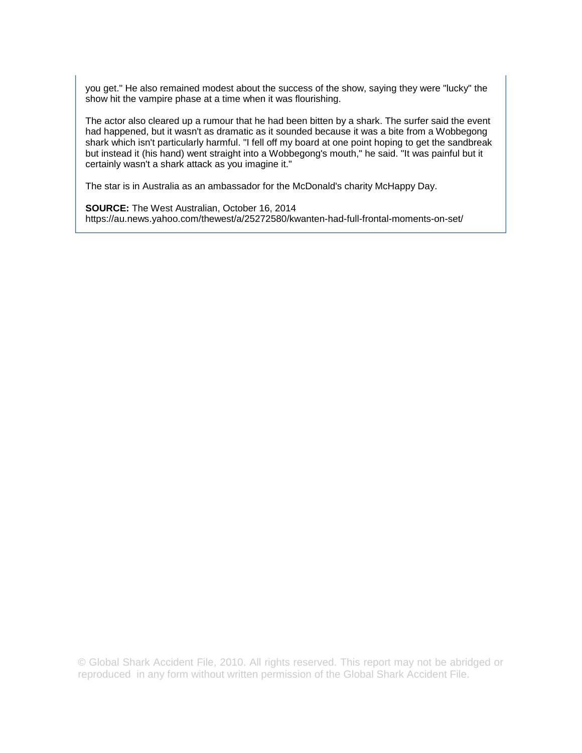you get." He also remained modest about the success of the show, saying they were "lucky" the show hit the vampire phase at a time when it was flourishing.

The actor also cleared up a rumour that he had been bitten by a shark. The surfer said the event had happened, but it wasn't as dramatic as it sounded because it was a bite from a Wobbegong shark which isn't particularly harmful. "I fell off my board at one point hoping to get the sandbreak but instead it (his hand) went straight into a Wobbegong's mouth," he said. "It was painful but it certainly wasn't a shark attack as you imagine it."

The star is in Australia as an ambassador for the McDonald's charity McHappy Day.

**SOURCE:** The West Australian, October 16, 2014
https://au.news.yahoo.com/thewest/a/25272580/kwanten-had-full-frontal-moments-on-set/

© Global Shark Accident File, 2010. All rights reserved. This report may not be abridged or reproduced in any form without written permission of the Global Shark Accident File.